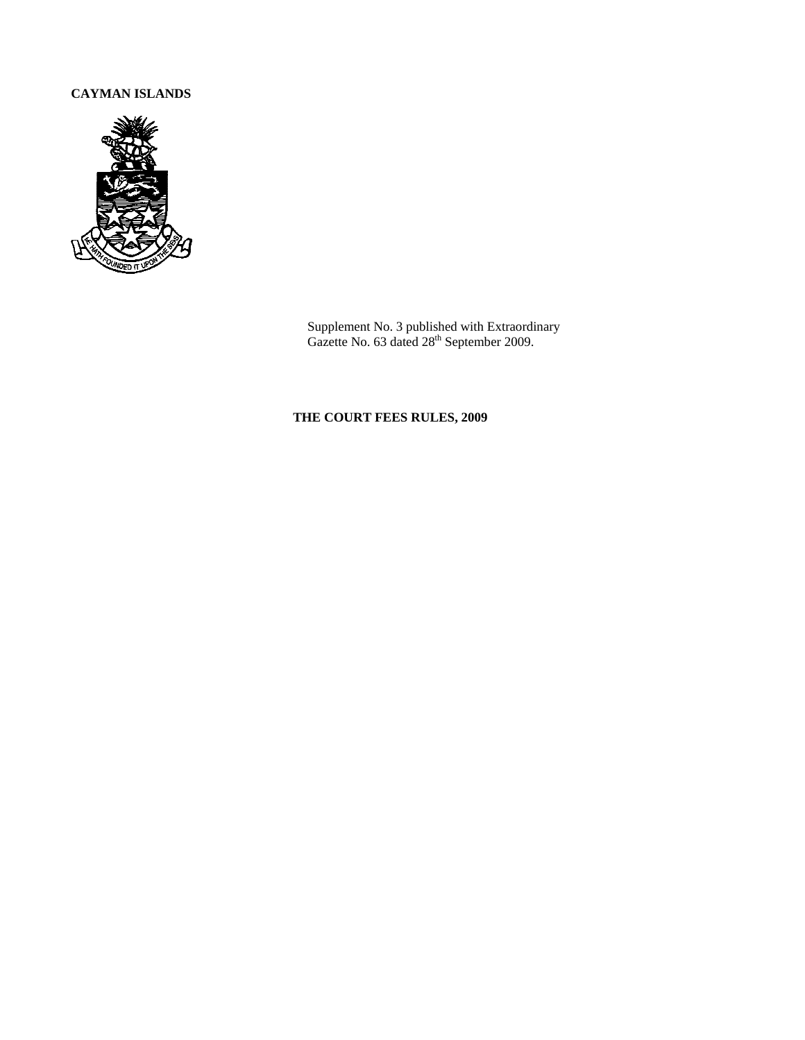**CAYMAN ISLANDS**

Supplement No. 3 published with Extraordinary Gazette No. 63 dated 28th September 2009.

# THE COURT FEES RULES, 2009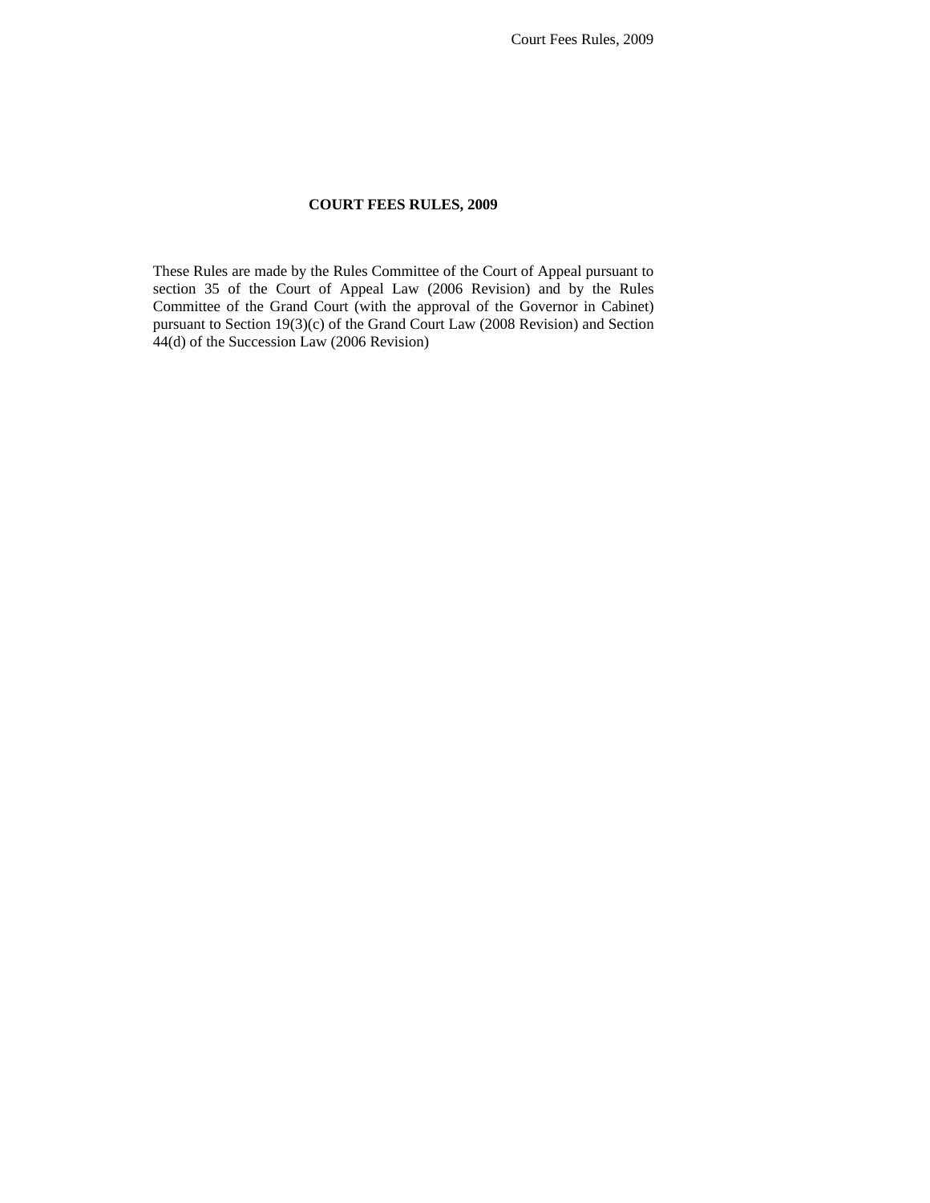# COURT FEES RULES, 2009

These Rules are made by the Rules Committee of the Court of Appeal pursuant to section 35 of the Court of Appeal Law (2006 Revision) and by the Rules Committee of the Grand Court (with the approval of the Governor in Cabinet) pursuant to Section 19(3)(c) of the Grand Court Law (2008 Revision) and Section 44(d) of the Succession Law (2006 Revision)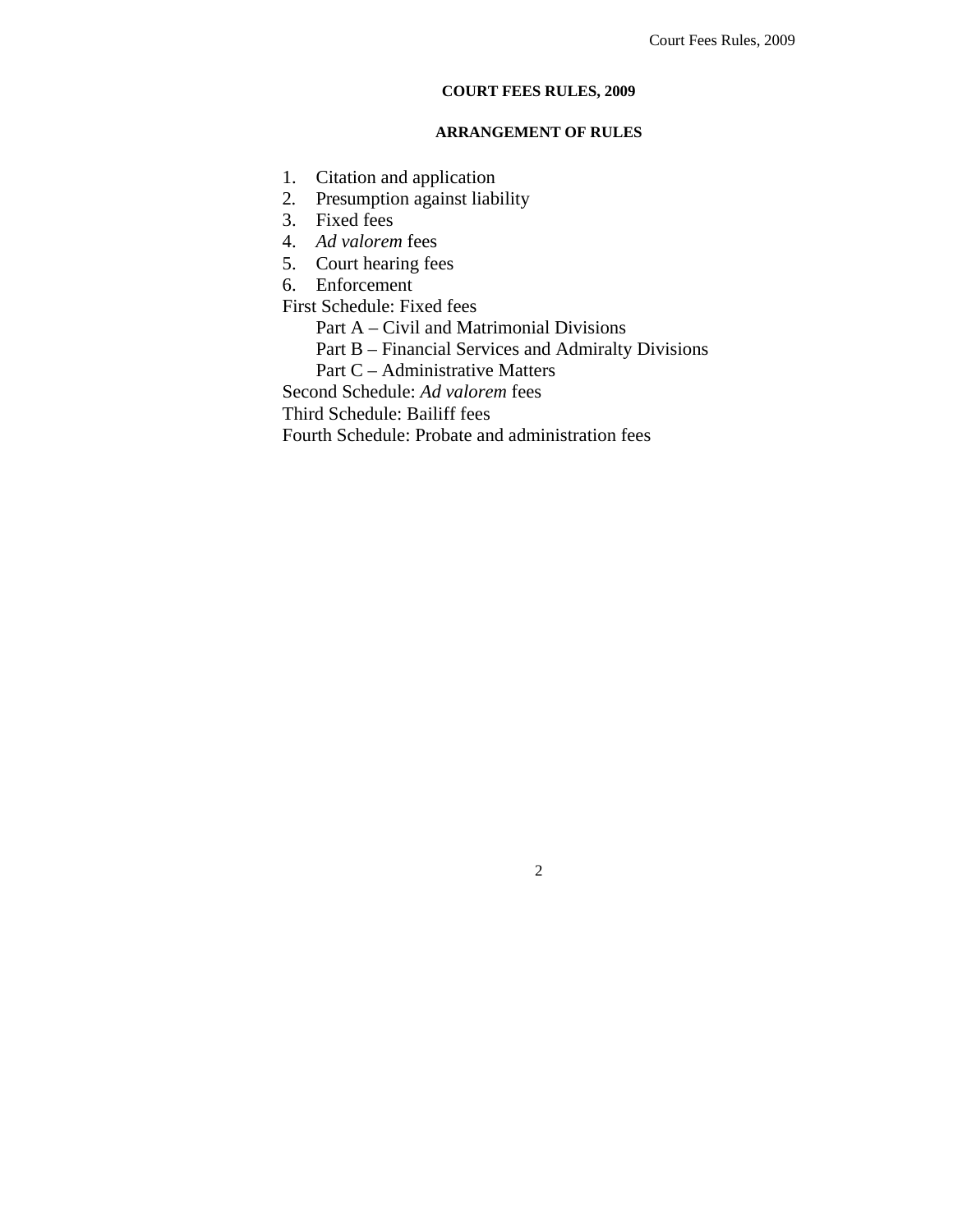# COURT FEES RULES, 2009

## ARRANGEMENT OF RULES

1. Citation and application
2. Presumption against liability
3. Fixed fees
4. *Ad valorem* fees
5. Court hearing fees
6. Enforcement

First Schedule: Fixed fees

- Part A – Civil and Matrimonial Divisions
- Part B – Financial Services and Admiralty Divisions
- Part C – Administrative Matters

Second Schedule: *Ad valorem* fees

Third Schedule: Bailiff fees

Fourth Schedule: Probate and administration fees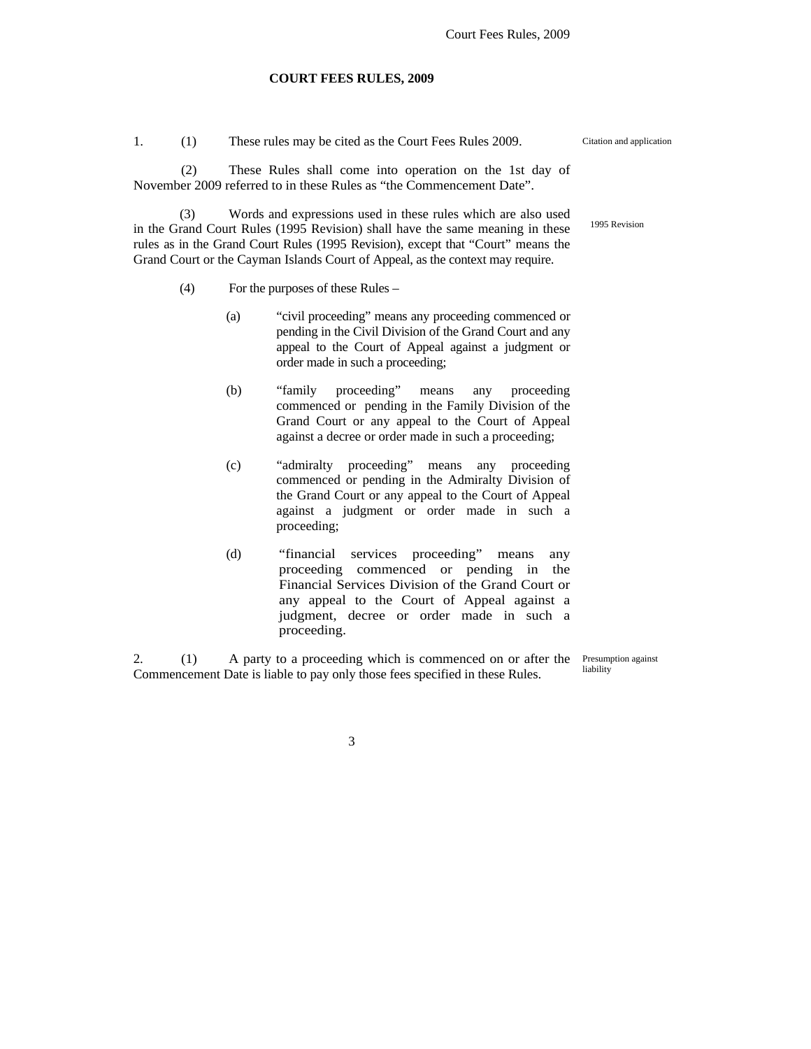# COURT FEES RULES, 2009

1. (1) These rules may be cited as the Court Fees Rules 2009.

Citation and application

(2) These Rules shall come into operation on the 1st day of November 2009 referred to in these Rules as "the Commencement Date".

(3) Words and expressions used in these rules which are also used in the Grand Court Rules (1995 Revision) shall have the same meaning in these rules as in the Grand Court Rules (1995 Revision), except that "Court" means the Grand Court or the Cayman Islands Court of Appeal, as the context may require.

1995 Revision

(4) For the purposes of these Rules –

(a) "civil proceeding" means any proceeding commenced or pending in the Civil Division of the Grand Court and any appeal to the Court of Appeal against a judgment or order made in such a proceeding;

(b) "family proceeding" means any proceeding commenced or pending in the Family Division of the Grand Court or any appeal to the Court of Appeal against a decree or order made in such a proceeding;

(c) "admiralty proceeding" means any proceeding commenced or pending in the Admiralty Division of the Grand Court or any appeal to the Court of Appeal against a judgment or order made in such a proceeding;

(d) "financial services proceeding" means any proceeding commenced or pending in the Financial Services Division of the Grand Court or any appeal to the Court of Appeal against a judgment, decree or order made in such a proceeding.

2. (1) A party to a proceeding which is commenced on or after the Commencement Date is liable to pay only those fees specified in these Rules.

Presumption against liability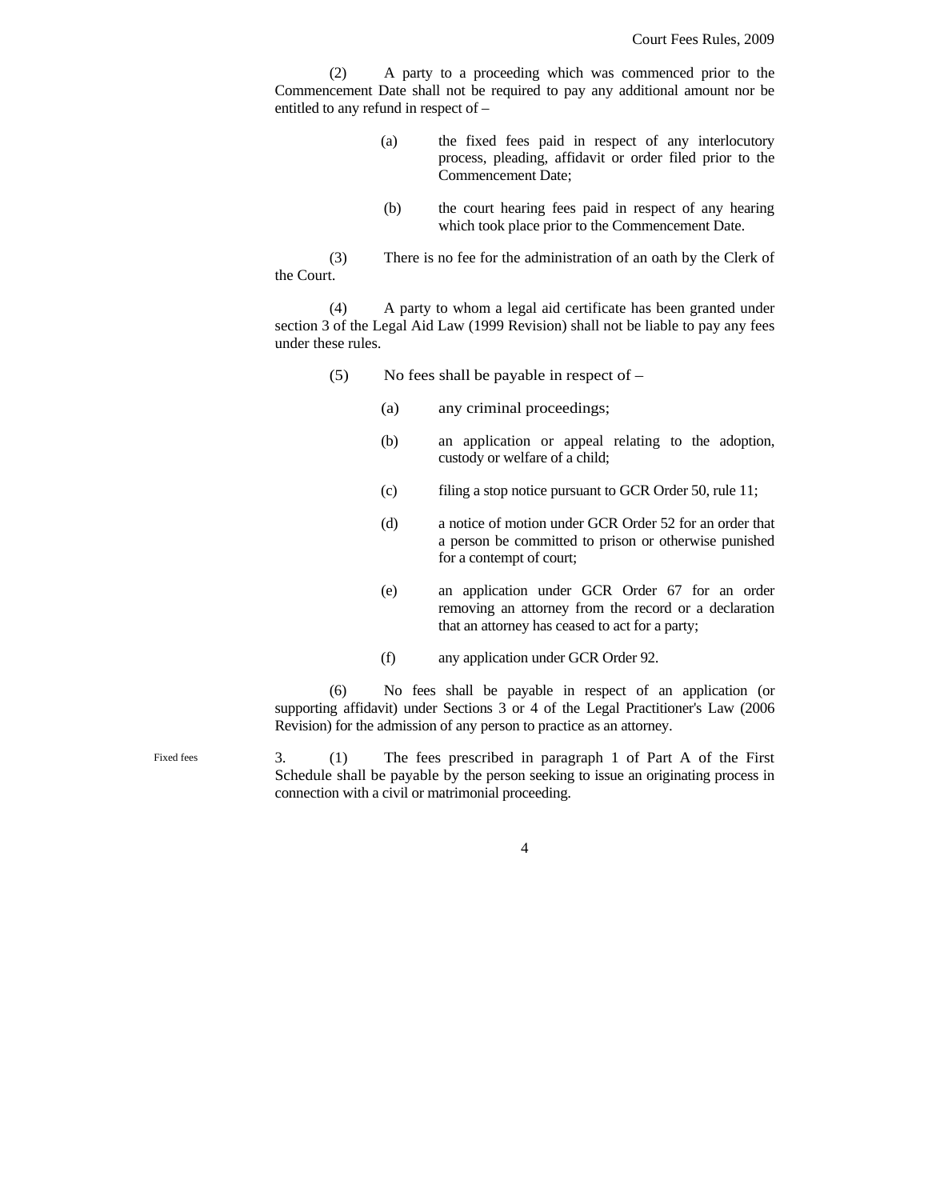(2) A party to a proceeding which was commenced prior to the Commencement Date shall not be required to pay any additional amount nor be entitled to any refund in respect of –

(a) the fixed fees paid in respect of any interlocutory process, pleading, affidavit or order filed prior to the Commencement Date;

(b) the court hearing fees paid in respect of any hearing which took place prior to the Commencement Date.

(3) There is no fee for the administration of an oath by the Clerk of the Court.

(4) A party to whom a legal aid certificate has been granted under section 3 of the Legal Aid Law (1999 Revision) shall not be liable to pay any fees under these rules.

(5) No fees shall be payable in respect of –

(a) any criminal proceedings;

(b) an application or appeal relating to the adoption, custody or welfare of a child;

(c) filing a stop notice pursuant to GCR Order 50, rule 11;

(d) a notice of motion under GCR Order 52 for an order that a person be committed to prison or otherwise punished for a contempt of court;

(e) an application under GCR Order 67 for an order removing an attorney from the record or a declaration that an attorney has ceased to act for a party;

(f) any application under GCR Order 92.

(6) No fees shall be payable in respect of an application (or supporting affidavit) under Sections 3 or 4 of the Legal Practitioner's Law (2006 Revision) for the admission of any person to practice as an attorney.

Fixed fees

3. (1) The fees prescribed in paragraph 1 of Part A of the First Schedule shall be payable by the person seeking to issue an originating process in connection with a civil or matrimonial proceeding.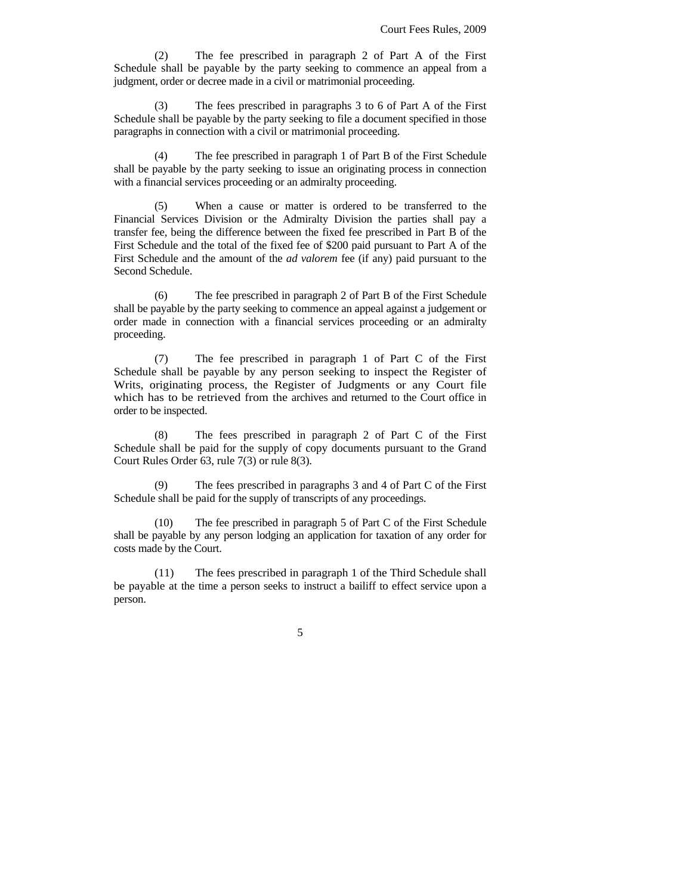(2) The fee prescribed in paragraph 2 of Part A of the First Schedule shall be payable by the party seeking to commence an appeal from a judgment, order or decree made in a civil or matrimonial proceeding.

(3) The fees prescribed in paragraphs 3 to 6 of Part A of the First Schedule shall be payable by the party seeking to file a document specified in those paragraphs in connection with a civil or matrimonial proceeding.

(4) The fee prescribed in paragraph 1 of Part B of the First Schedule shall be payable by the party seeking to issue an originating process in connection with a financial services proceeding or an admiralty proceeding.

(5) When a cause or matter is ordered to be transferred to the Financial Services Division or the Admiralty Division the parties shall pay a transfer fee, being the difference between the fixed fee prescribed in Part B of the First Schedule and the total of the fixed fee of $200 paid pursuant to Part A of the First Schedule and the amount of the *ad valorem* fee (if any) paid pursuant to the Second Schedule.

(6) The fee prescribed in paragraph 2 of Part B of the First Schedule shall be payable by the party seeking to commence an appeal against a judgement or order made in connection with a financial services proceeding or an admiralty proceeding.

(7) The fee prescribed in paragraph 1 of Part C of the First Schedule shall be payable by any person seeking to inspect the Register of Writs, originating process, the Register of Judgments or any Court file which has to be retrieved from the archives and returned to the Court office in order to be inspected.

(8) The fees prescribed in paragraph 2 of Part C of the First Schedule shall be paid for the supply of copy documents pursuant to the Grand Court Rules Order 63, rule 7(3) or rule 8(3).

(9) The fees prescribed in paragraphs 3 and 4 of Part C of the First Schedule shall be paid for the supply of transcripts of any proceedings.

(10) The fee prescribed in paragraph 5 of Part C of the First Schedule shall be payable by any person lodging an application for taxation of any order for costs made by the Court.

(11) The fees prescribed in paragraph 1 of the Third Schedule shall be payable at the time a person seeks to instruct a bailiff to effect service upon a person.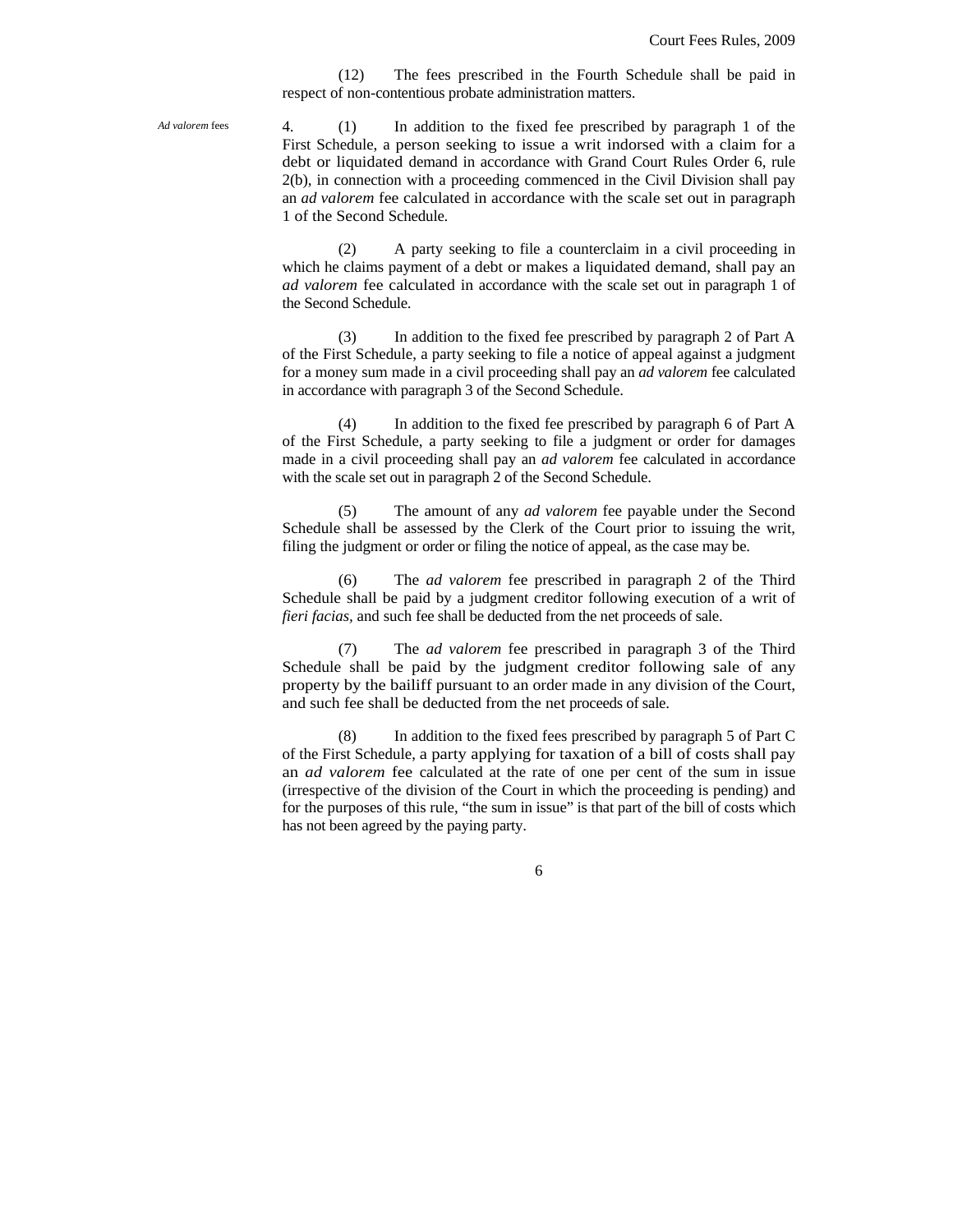(12) The fees prescribed in the Fourth Schedule shall be paid in respect of non-contentious probate administration matters.

*Ad valorem* fees

4. (1) In addition to the fixed fee prescribed by paragraph 1 of the First Schedule, a person seeking to issue a writ indorsed with a claim for a debt or liquidated demand in accordance with Grand Court Rules Order 6, rule 2(b), in connection with a proceeding commenced in the Civil Division shall pay an *ad valorem* fee calculated in accordance with the scale set out in paragraph 1 of the Second Schedule.

(2) A party seeking to file a counterclaim in a civil proceeding in which he claims payment of a debt or makes a liquidated demand, shall pay an *ad valorem* fee calculated in accordance with the scale set out in paragraph 1 of the Second Schedule.

(3) In addition to the fixed fee prescribed by paragraph 2 of Part A of the First Schedule, a party seeking to file a notice of appeal against a judgment for a money sum made in a civil proceeding shall pay an *ad valorem* fee calculated in accordance with paragraph 3 of the Second Schedule.

(4) In addition to the fixed fee prescribed by paragraph 6 of Part A of the First Schedule, a party seeking to file a judgment or order for damages made in a civil proceeding shall pay an *ad valorem* fee calculated in accordance with the scale set out in paragraph 2 of the Second Schedule.

(5) The amount of any *ad valorem* fee payable under the Second Schedule shall be assessed by the Clerk of the Court prior to issuing the writ, filing the judgment or order or filing the notice of appeal, as the case may be.

(6) The *ad valorem* fee prescribed in paragraph 2 of the Third Schedule shall be paid by a judgment creditor following execution of a writ of *fieri facias*, and such fee shall be deducted from the net proceeds of sale.

(7) The *ad valorem* fee prescribed in paragraph 3 of the Third Schedule shall be paid by the judgment creditor following sale of any property by the bailiff pursuant to an order made in any division of the Court, and such fee shall be deducted from the net proceeds of sale.

(8) In addition to the fixed fees prescribed by paragraph 5 of Part C of the First Schedule, a party applying for taxation of a bill of costs shall pay an *ad valorem* fee calculated at the rate of one per cent of the sum in issue (irrespective of the division of the Court in which the proceeding is pending) and for the purposes of this rule, "the sum in issue" is that part of the bill of costs which has not been agreed by the paying party.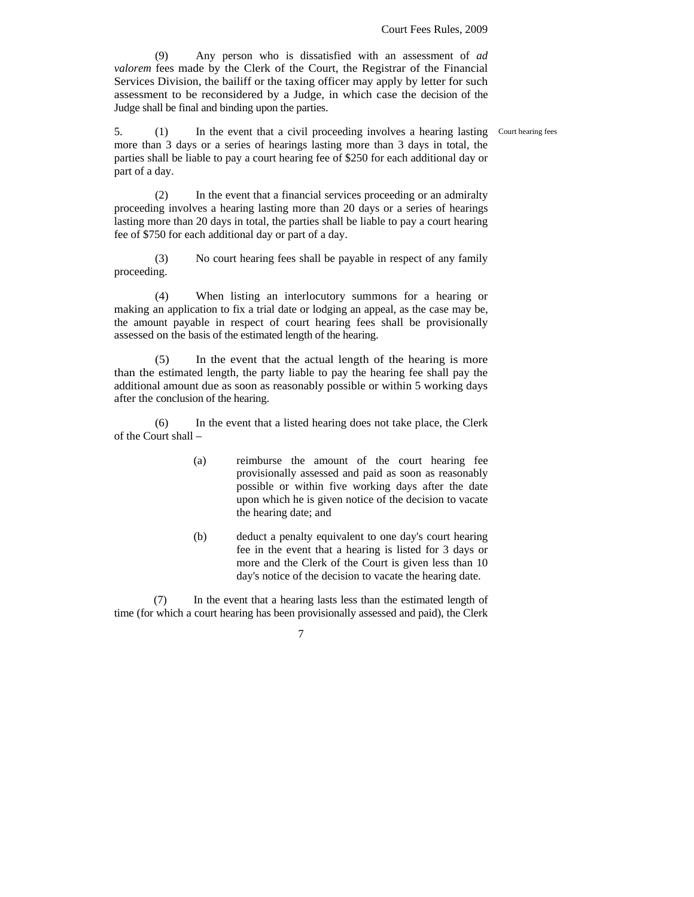(9) Any person who is dissatisfied with an assessment of *ad valorem* fees made by the Clerk of the Court, the Registrar of the Financial Services Division, the bailiff or the taxing officer may apply by letter for such assessment to be reconsidered by a Judge, in which case the decision of the Judge shall be final and binding upon the parties.

Court hearing fees

5. (1) In the event that a civil proceeding involves a hearing lasting more than 3 days or a series of hearings lasting more than 3 days in total, the parties shall be liable to pay a court hearing fee of $250 for each additional day or part of a day.

(2) In the event that a financial services proceeding or an admiralty proceeding involves a hearing lasting more than 20 days or a series of hearings lasting more than 20 days in total, the parties shall be liable to pay a court hearing fee of $750 for each additional day or part of a day.

(3) No court hearing fees shall be payable in respect of any family proceeding.

(4) When listing an interlocutory summons for a hearing or making an application to fix a trial date or lodging an appeal, as the case may be, the amount payable in respect of court hearing fees shall be provisionally assessed on the basis of the estimated length of the hearing.

(5) In the event that the actual length of the hearing is more than the estimated length, the party liable to pay the hearing fee shall pay the additional amount due as soon as reasonably possible or within 5 working days after the conclusion of the hearing.

(6) In the event that a listed hearing does not take place, the Clerk of the Court shall –

(a) reimburse the amount of the court hearing fee provisionally assessed and paid as soon as reasonably possible or within five working days after the date upon which he is given notice of the decision to vacate the hearing date; and

(b) deduct a penalty equivalent to one day's court hearing fee in the event that a hearing is listed for 3 days or more and the Clerk of the Court is given less than 10 day's notice of the decision to vacate the hearing date.

(7) In the event that a hearing lasts less than the estimated length of time (for which a court hearing has been provisionally assessed and paid), the Clerk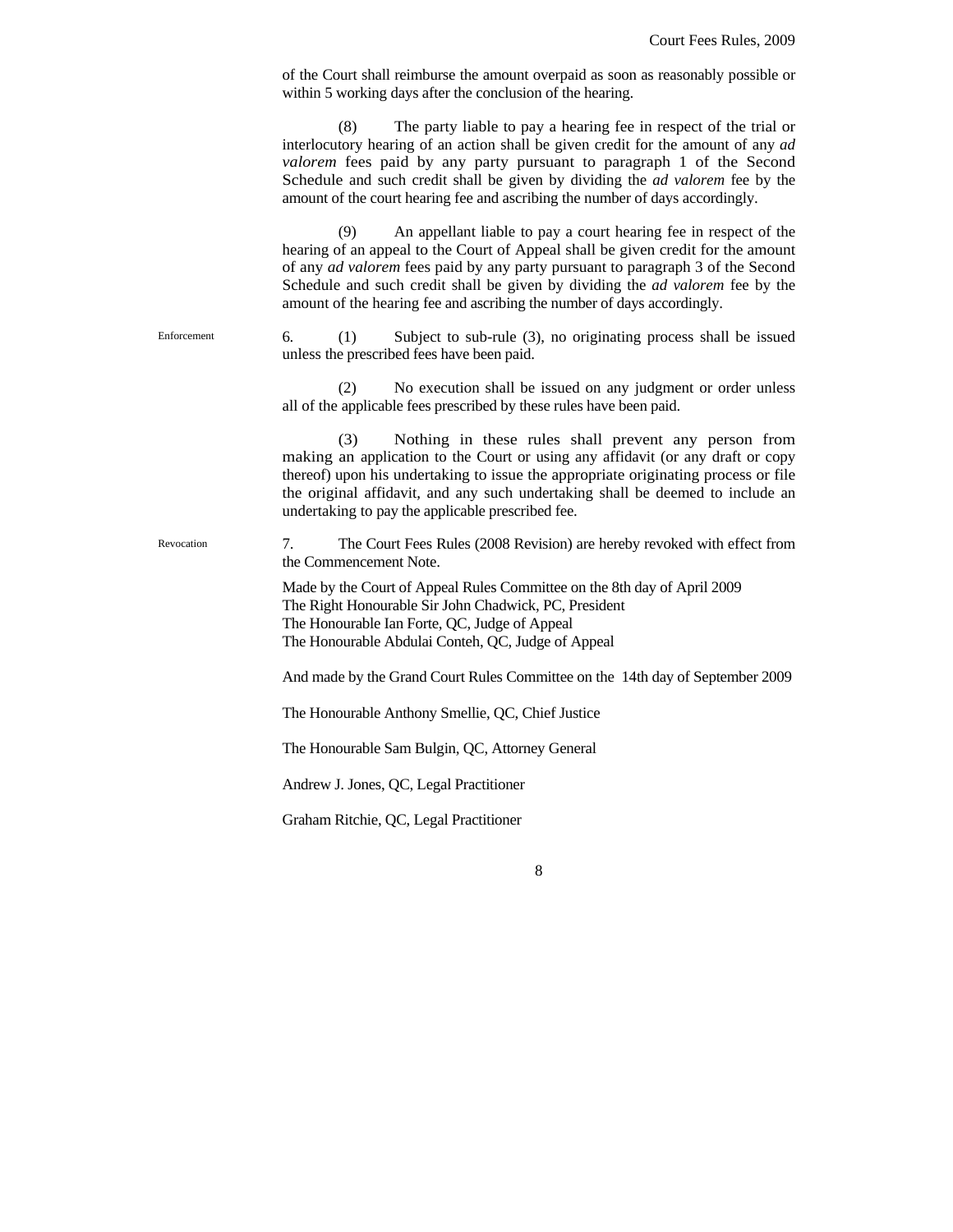of the Court shall reimburse the amount overpaid as soon as reasonably possible or within 5 working days after the conclusion of the hearing.

(8) The party liable to pay a hearing fee in respect of the trial or interlocutory hearing of an action shall be given credit for the amount of any *ad valorem* fees paid by any party pursuant to paragraph 1 of the Second Schedule and such credit shall be given by dividing the *ad valorem* fee by the amount of the court hearing fee and ascribing the number of days accordingly.

(9) An appellant liable to pay a court hearing fee in respect of the hearing of an appeal to the Court of Appeal shall be given credit for the amount of any *ad valorem* fees paid by any party pursuant to paragraph 3 of the Second Schedule and such credit shall be given by dividing the *ad valorem* fee by the amount of the hearing fee and ascribing the number of days accordingly.

Enforcement

6. (1) Subject to sub-rule (3), no originating process shall be issued unless the prescribed fees have been paid.

(2) No execution shall be issued on any judgment or order unless all of the applicable fees prescribed by these rules have been paid.

(3) Nothing in these rules shall prevent any person from making an application to the Court or using any affidavit (or any draft or copy thereof) upon his undertaking to issue the appropriate originating process or file the original affidavit, and any such undertaking shall be deemed to include an undertaking to pay the applicable prescribed fee.

Revocation

7. The Court Fees Rules (2008 Revision) are hereby revoked with effect from the Commencement Note.

Made by the Court of Appeal Rules Committee on the 8th day of April 2009
The Right Honourable Sir John Chadwick, PC, President
The Honourable Ian Forte, QC, Judge of Appeal
The Honourable Abdulai Conteh, QC, Judge of Appeal

And made by the Grand Court Rules Committee on the 14th day of September 2009

The Honourable Anthony Smellie, QC, Chief Justice

The Honourable Sam Bulgin, QC, Attorney General

Andrew J. Jones, QC, Legal Practitioner

Graham Ritchie, QC, Legal Practitioner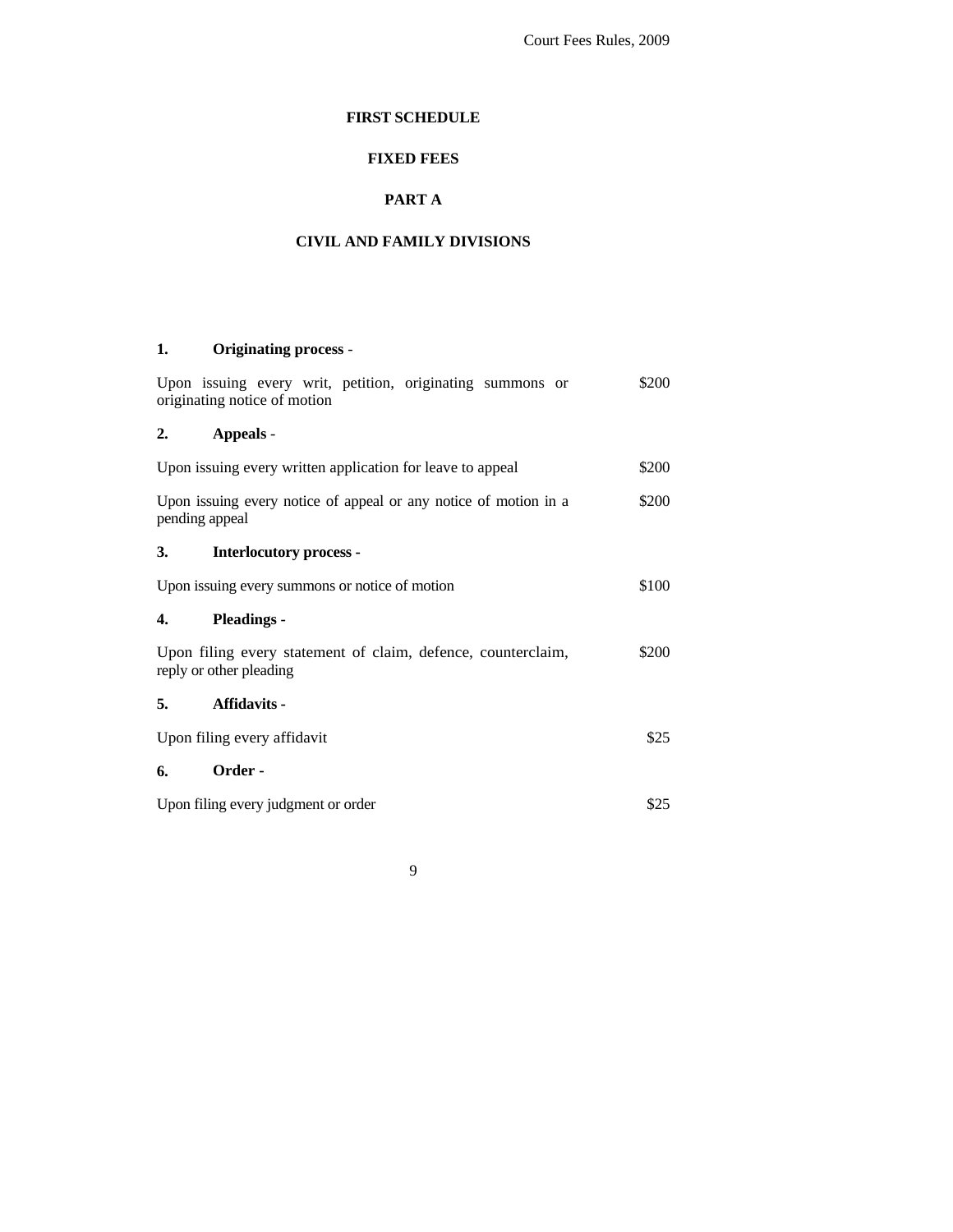# FIRST SCHEDULE

## FIXED FEES

## PART A

## CIVIL AND FAMILY DIVISIONS

**1. Originating process** -

| | |
|---|---|
| Upon issuing every writ, petition, originating summons or originating notice of motion | $200 |

**2. Appeals** -

| | |
|---|---|
| Upon issuing every written application for leave to appeal | $200 |
| Upon issuing every notice of appeal or any notice of motion in a pending appeal | $200 |

**3. Interlocutory process -**

| | |
|---|---|
| Upon issuing every summons or notice of motion | $100 |

**4. Pleadings -**

| | |
|---|---|
| Upon filing every statement of claim, defence, counterclaim, reply or other pleading | $200 |

**5. Affidavits -**

| | |
|---|---|
| Upon filing every affidavit | $25 |

**6. Order -**

| | |
|---|---|
| Upon filing every judgment or order | $25 |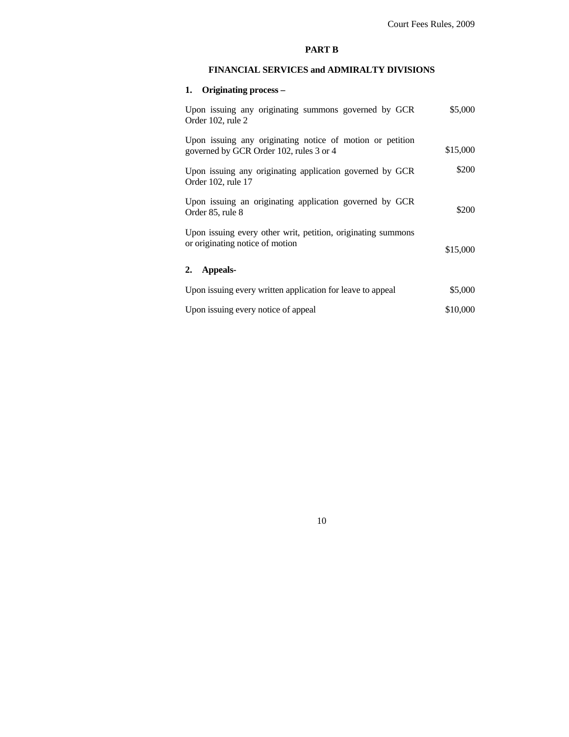## PART B

## FINANCIAL SERVICES and ADMIRALTY DIVISIONS

**1. Originating process –**

| | |
|---|---|
| Upon issuing any originating summons governed by GCR Order 102, rule 2 | $5,000 |
| Upon issuing any originating notice of motion or petition governed by GCR Order 102, rules 3 or 4 | $15,000 |
| Upon issuing any originating application governed by GCR Order 102, rule 17 | $200 |
| Upon issuing an originating application governed by GCR Order 85, rule 8 | $200 |
| Upon issuing every other writ, petition, originating summons or originating notice of motion | $15,000 |

**2. Appeals-**

| | |
|---|---|
| Upon issuing every written application for leave to appeal | $5,000 |
| Upon issuing every notice of appeal | $10,000 |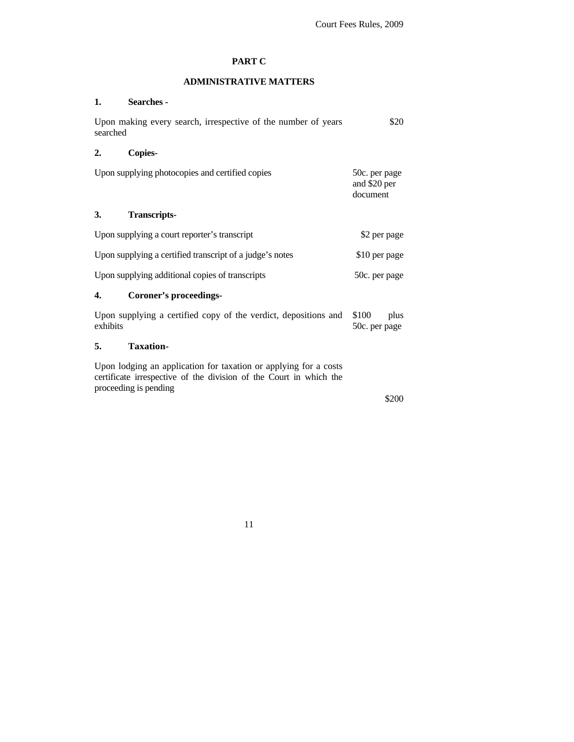## PART C

## ADMINISTRATIVE MATTERS

**1. Searches -**

| | |
|---|---|
| Upon making every search, irrespective of the number of years searched | $20 |

**2. Copies-**

| | |
|---|---|
| Upon supplying photocopies and certified copies | 50c. per page and $20 per document |

**3. Transcripts-**

| | |
|---|---|
| Upon supplying a court reporter's transcript | $2 per page |
| Upon supplying a certified transcript of a judge's notes | $10 per page |
| Upon supplying additional copies of transcripts | 50c. per page |

**4. Coroner's proceedings-**

| | |
|---|---|
| Upon supplying a certified copy of the verdict, depositions and exhibits | $100 plus 50c. per page |

**5. Taxation-**

| | |
|---|---|
| Upon lodging an application for taxation or applying for a costs certificate irrespective of the division of the Court in which the proceeding is pending | $200 |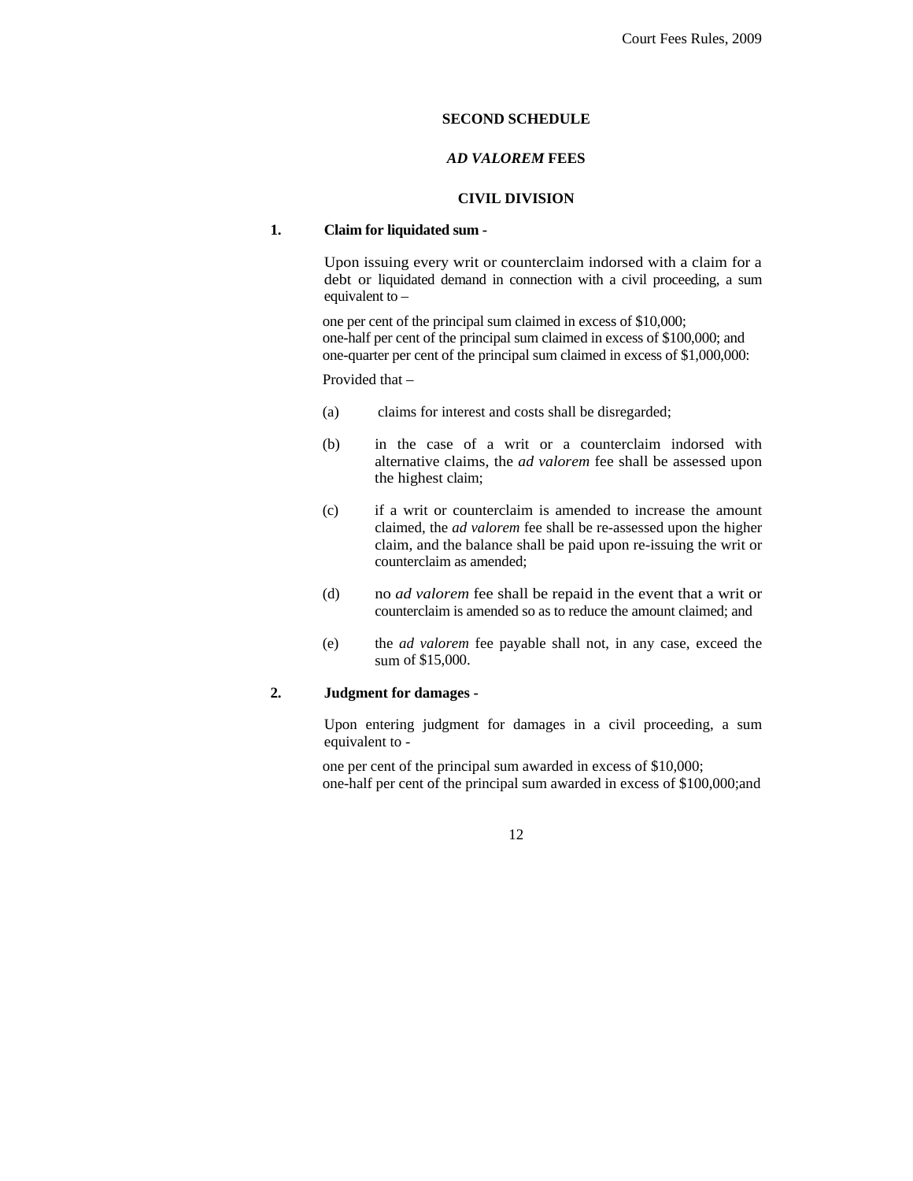## SECOND SCHEDULE

### *AD VALOREM* FEES

### CIVIL DIVISION

**1. Claim for liquidated sum -**

Upon issuing every writ or counterclaim indorsed with a claim for a debt or liquidated demand in connection with a civil proceeding, a sum equivalent to –

one per cent of the principal sum claimed in excess of $10,000;
one-half per cent of the principal sum claimed in excess of $100,000; and
one-quarter per cent of the principal sum claimed in excess of $1,000,000:

Provided that –

(a) claims for interest and costs shall be disregarded;

(b) in the case of a writ or a counterclaim indorsed with alternative claims, the *ad valorem* fee shall be assessed upon the highest claim;

(c) if a writ or counterclaim is amended to increase the amount claimed, the *ad valorem* fee shall be re-assessed upon the higher claim, and the balance shall be paid upon re-issuing the writ or counterclaim as amended;

(d) no *ad valorem* fee shall be repaid in the event that a writ or counterclaim is amended so as to reduce the amount claimed; and

(e) the *ad valorem* fee payable shall not, in any case, exceed the sum of $15,000.

**2. Judgment for damages -**

Upon entering judgment for damages in a civil proceeding, a sum equivalent to -

one per cent of the principal sum awarded in excess of $10,000;
one-half per cent of the principal sum awarded in excess of $100,000;and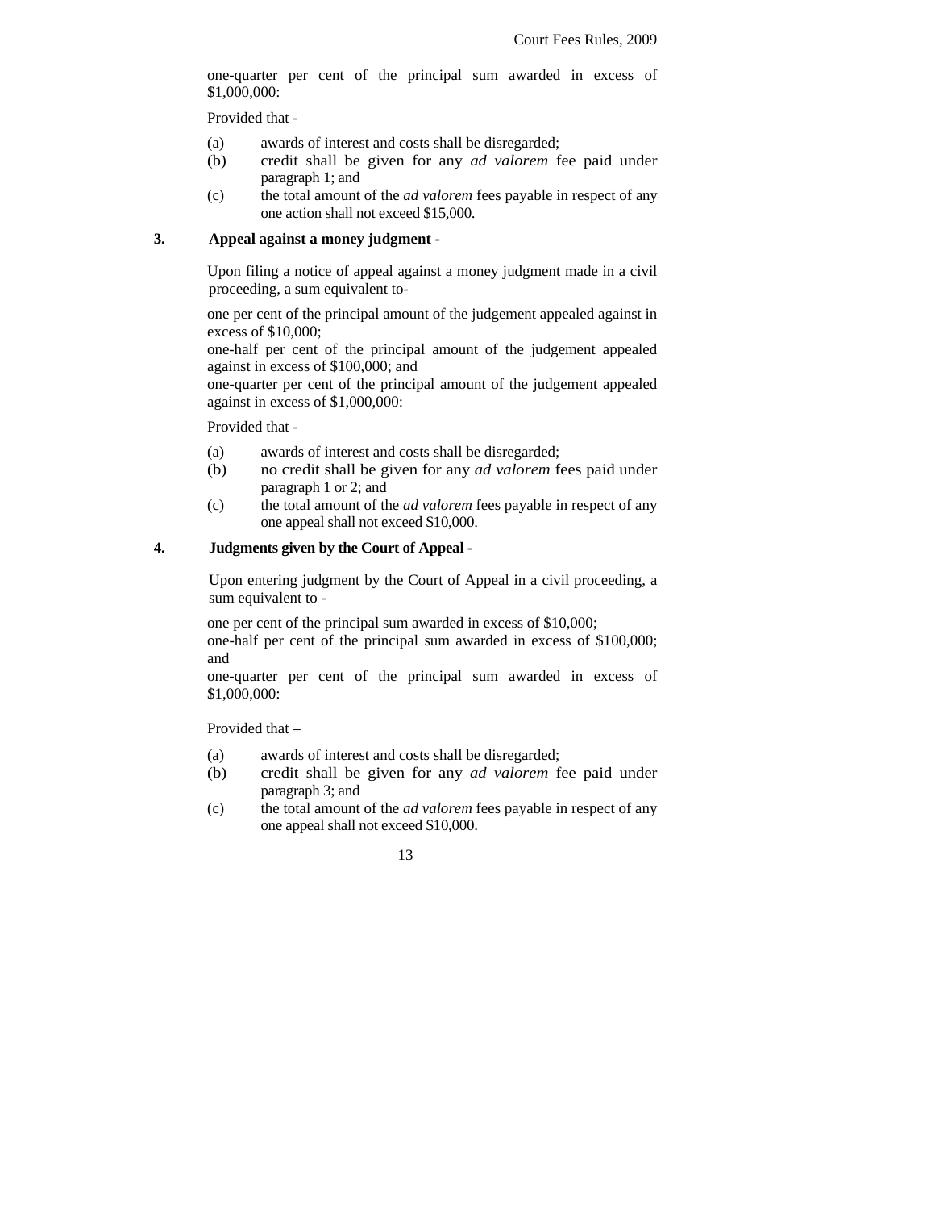one-quarter per cent of the principal sum awarded in excess of $1,000,000:

Provided that -

(a) awards of interest and costs shall be disregarded;
(b) credit shall be given for any *ad valorem* fee paid under paragraph 1; and
(c) the total amount of the *ad valorem* fees payable in respect of any one action shall not exceed $15,000.

**3. Appeal against a money judgment -**

Upon filing a notice of appeal against a money judgment made in a civil proceeding, a sum equivalent to-

one per cent of the principal amount of the judgement appealed against in excess of $10,000;
one-half per cent of the principal amount of the judgement appealed against in excess of $100,000; and
one-quarter per cent of the principal amount of the judgement appealed against in excess of $1,000,000:

Provided that -

(a) awards of interest and costs shall be disregarded;
(b) no credit shall be given for any *ad valorem* fees paid under paragraph 1 or 2; and
(c) the total amount of the *ad valorem* fees payable in respect of any one appeal shall not exceed $10,000.

**4. Judgments given by the Court of Appeal -**

Upon entering judgment by the Court of Appeal in a civil proceeding, a sum equivalent to -

one per cent of the principal sum awarded in excess of $10,000;
one-half per cent of the principal sum awarded in excess of $100,000; and
one-quarter per cent of the principal sum awarded in excess of $1,000,000:

Provided that –

(a) awards of interest and costs shall be disregarded;
(b) credit shall be given for any *ad valorem* fee paid under paragraph 3; and
(c) the total amount of the *ad valorem* fees payable in respect of any one appeal shall not exceed $10,000.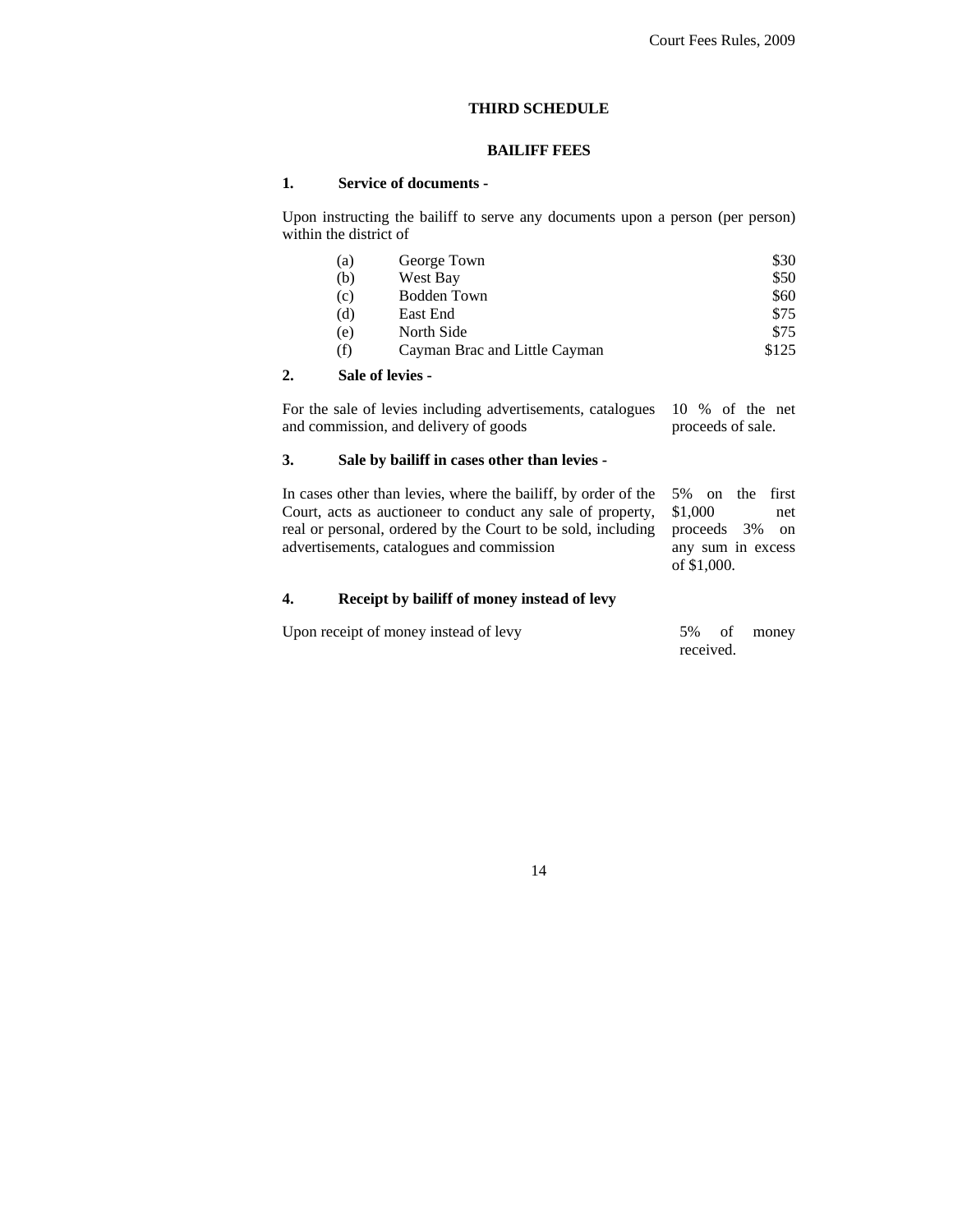## THIRD SCHEDULE

### BAILIFF FEES

**1. Service of documents -**

Upon instructing the bailiff to serve any documents upon a person (per person) within the district of

| | | |
|---|---|---|
| (a) | George Town | $30 |
| (b) | West Bay | $50 |
| (c) | Bodden Town | $60 |
| (d) | East End | $75 |
| (e) | North Side | $75 |
| (f) | Cayman Brac and Little Cayman | $125 |

**2. Sale of levies -**

| | |
|---|---|
| For the sale of levies including advertisements, catalogues and commission, and delivery of goods | 10 % of the net proceeds of sale. |

**3. Sale by bailiff in cases other than levies -**

| | |
|---|---|
| In cases other than levies, where the bailiff, by order of the Court, acts as auctioneer to conduct any sale of property, real or personal, ordered by the Court to be sold, including advertisements, catalogues and commission | 5% on the first $1,000 net proceeds 3% on any sum in excess of $1,000. |

**4. Receipt by bailiff of money instead of levy**

| | |
|---|---|
| Upon receipt of money instead of levy | 5% of money received. |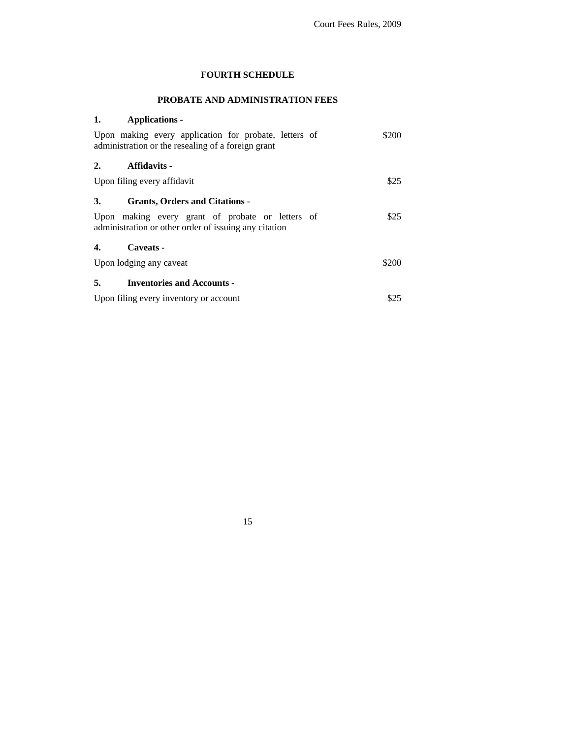## FOURTH SCHEDULE

### PROBATE AND ADMINISTRATION FEES

**1. Applications -**

| | |
|---|---|
| Upon making every application for probate, letters of administration or the resealing of a foreign grant | $200 |

**2. Affidavits -**

| | |
|---|---|
| Upon filing every affidavit | $25 |

**3. Grants, Orders and Citations -**

| | |
|---|---|
| Upon making every grant of probate or letters of administration or other order of issuing any citation | $25 |

**4. Caveats -**

| | |
|---|---|
| Upon lodging any caveat | $200 |

**5. Inventories and Accounts -**

| | |
|---|---|
| Upon filing every inventory or account | $25 |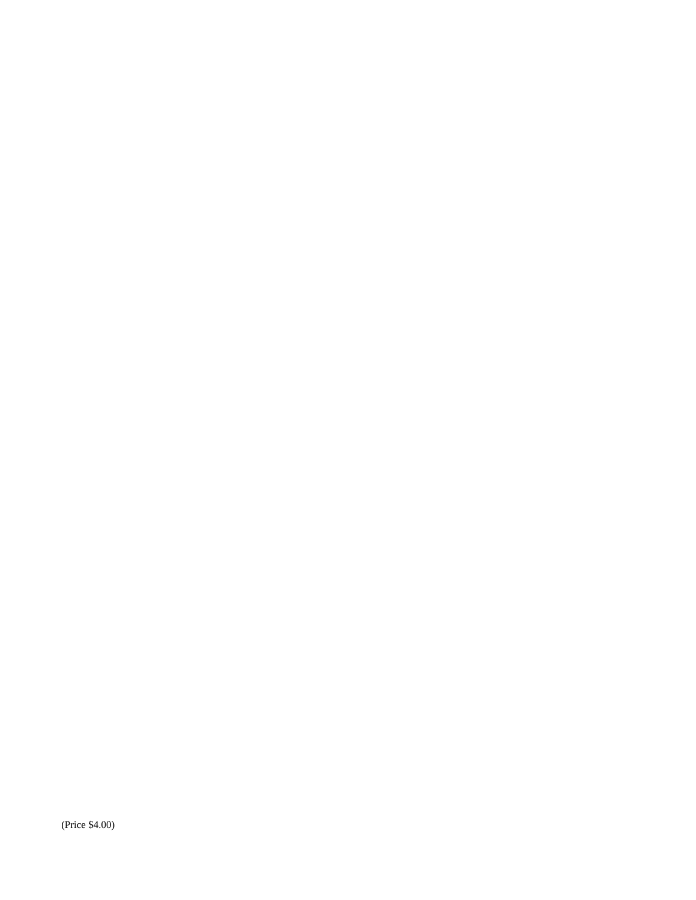(Price $4.00)